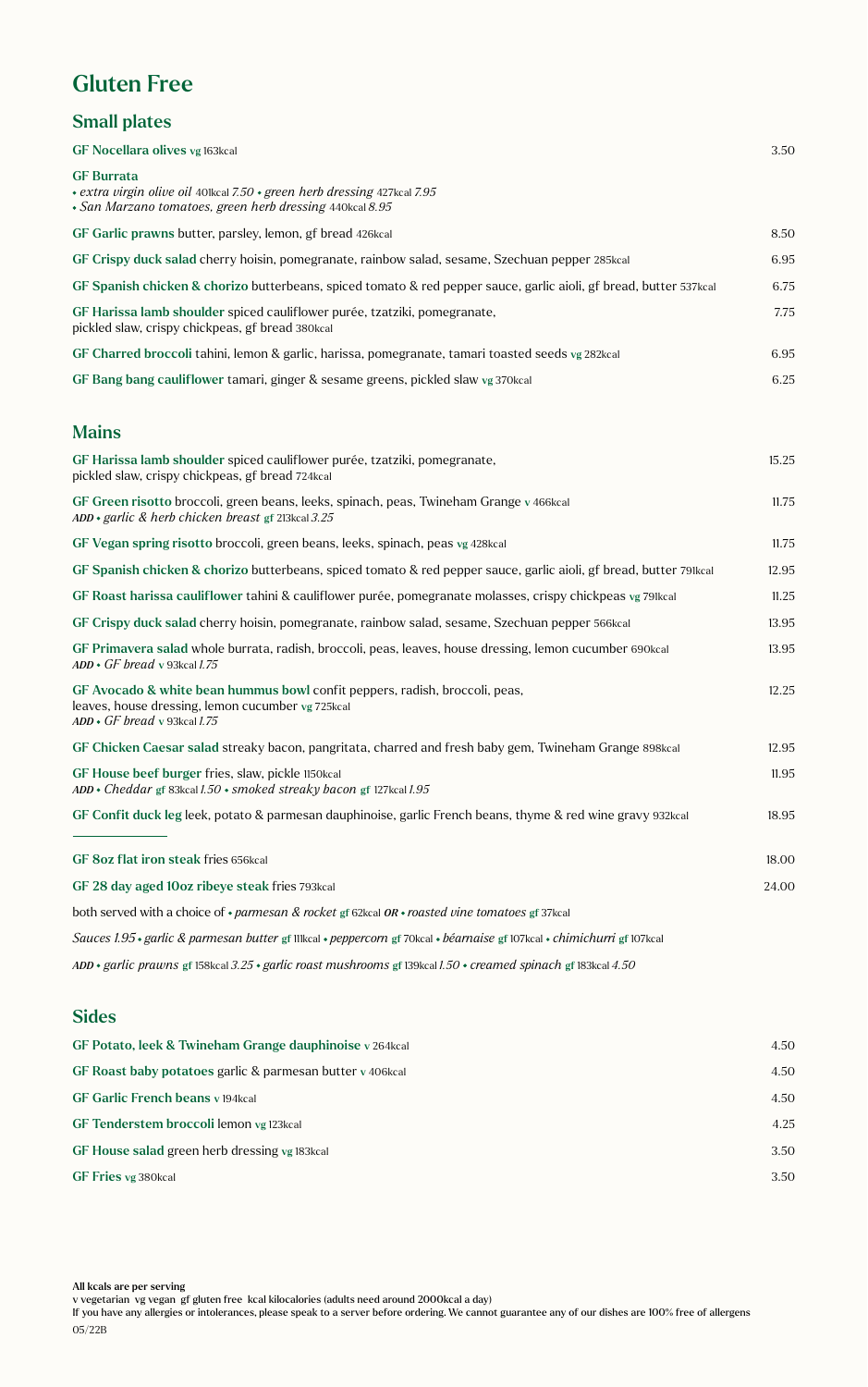# Gluten Free

## Small plates

**GF Nocellara olives** vg 163kcal — 3.50

**GF Burrata**
• *extra virgin olive oil* 401kcal *7.50* • *green herb dressing* 427kcal *7.95*
• *San Marzano tomatoes, green herb dressing* 440kcal *8.95*

**GF Garlic prawns** butter, parsley, lemon, gf bread 426kcal — 8.50

**GF Crispy duck salad** cherry hoisin, pomegranate, rainbow salad, sesame, Szechuan pepper 285kcal — 6.95

**GF Spanish chicken & chorizo** butterbeans, spiced tomato & red pepper sauce, garlic aioli, gf bread, butter 537kcal — 6.75

**GF Harissa lamb shoulder** spiced cauliflower purée, tzatziki, pomegranate, pickled slaw, crispy chickpeas, gf bread 380kcal — 7.75

**GF Charred broccoli** tahini, lemon & garlic, harissa, pomegranate, tamari toasted seeds vg 282kcal — 6.95

**GF Bang bang cauliflower** tamari, ginger & sesame greens, pickled slaw vg 370kcal — 6.25

## Mains

**GF Harissa lamb shoulder** spiced cauliflower purée, tzatziki, pomegranate, pickled slaw, crispy chickpeas, gf bread 724kcal — 15.25

**GF Green risotto** broccoli, green beans, leeks, spinach, peas, Twineham Grange v 466kcal — 11.75
*ADD* • *garlic & herb chicken breast* gf 213kcal *3.25*

**GF Vegan spring risotto** broccoli, green beans, leeks, spinach, peas vg 428kcal — 11.75

**GF Spanish chicken & chorizo** butterbeans, spiced tomato & red pepper sauce, garlic aioli, gf bread, butter 791kcal — 12.95

**GF Roast harissa cauliflower** tahini & cauliflower purée, pomegranate molasses, crispy chickpeas vg 791kcal — 11.25

**GF Crispy duck salad** cherry hoisin, pomegranate, rainbow salad, sesame, Szechuan pepper 566kcal — 13.95

**GF Primavera salad** whole burrata, radish, broccoli, peas, leaves, house dressing, lemon cucumber 690kcal — 13.95
*ADD* • *GF bread* v 93kcal *1.75*

**GF Avocado & white bean hummus bowl** confit peppers, radish, broccoli, peas, leaves, house dressing, lemon cucumber vg 725kcal — 12.25
*ADD* • *GF bread* v 93kcal *1.75*

**GF Chicken Caesar salad** streaky bacon, pangritata, charred and fresh baby gem, Twineham Grange 898kcal — 12.95

**GF House beef burger** fries, slaw, pickle 1150kcal — 11.95
*ADD* • *Cheddar* gf 83kcal *1.50* • *smoked streaky bacon* gf 127kcal *1.95*

**GF Confit duck leg** leek, potato & parmesan dauphinoise, garlic French beans, thyme & red wine gravy 932kcal — 18.95

---

**GF 8oz flat iron steak** fries 656kcal — 18.00

**GF 28 day aged 10oz ribeye steak** fries 793kcal — 24.00

both served with a choice of • *parmesan & rocket* gf 62kcal *OR* • *roasted vine tomatoes* gf 37kcal

*Sauces 1.95* • *garlic & parmesan butter* gf 111kcal • *peppercorn* gf 70kcal • *béarnaise* gf 107kcal • *chimichurri* gf 107kcal

*ADD* • *garlic prawns* gf 158kcal *3.25* • *garlic roast mushrooms* gf 139kcal *1.50* • *creamed spinach* gf 183kcal *4.50*

## Sides

**GF Potato, leek & Twineham Grange dauphinoise** v 264kcal — 4.50

**GF Roast baby potatoes** garlic & parmesan butter v 406kcal — 4.50

**GF Garlic French beans** v 194kcal — 4.50

**GF Tenderstem broccoli** lemon vg 123kcal — 4.25

**GF House salad** green herb dressing vg 183kcal — 3.50

**GF Fries** vg 380kcal — 3.50

**All kcals are per serving**
v vegetarian vg vegan gf gluten free kcal kilocalories (adults need around 2000kcal a day)
If you have any allergies or intolerances, please speak to a server before ordering. We cannot guarantee any of our dishes are 100% free of allergens
05/22B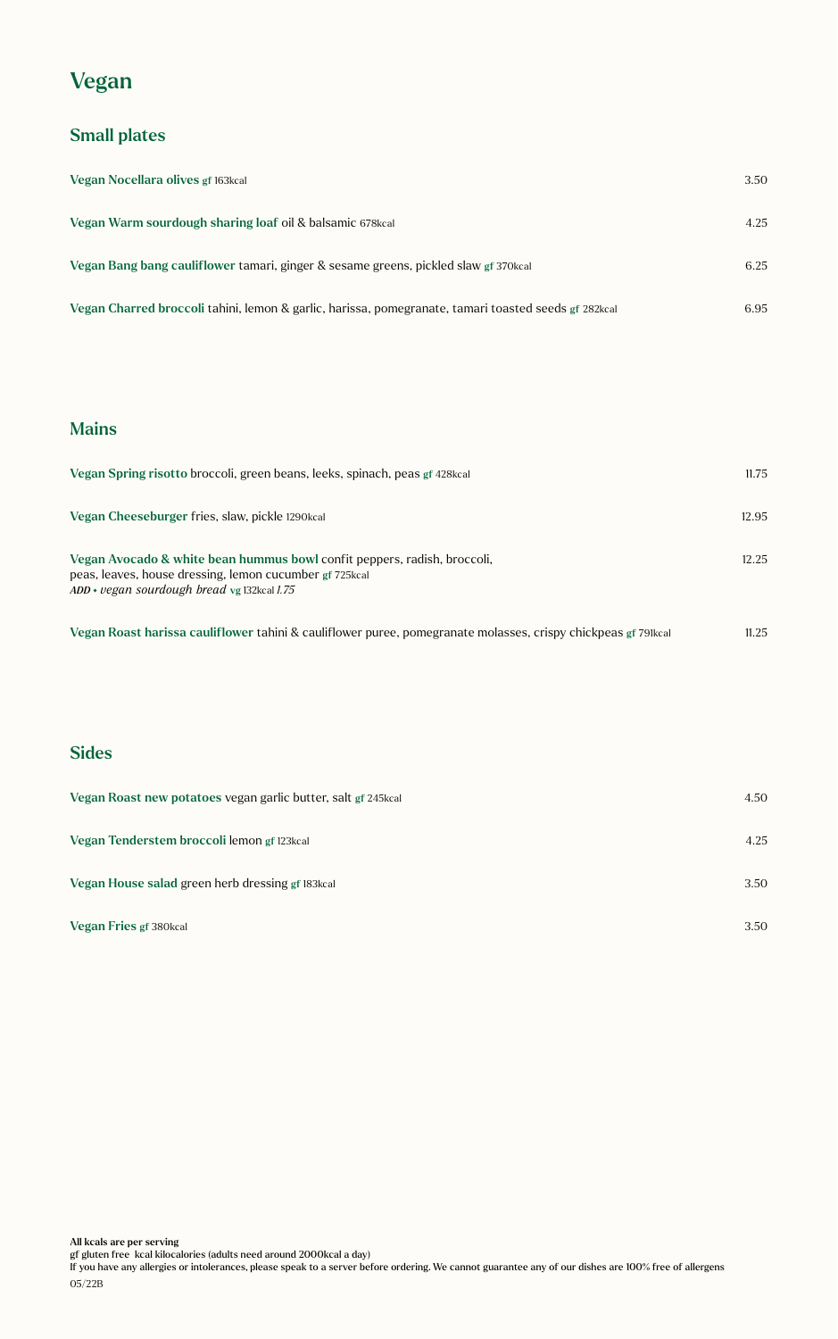# Vegan

## Small plates

**Vegan Nocellara olives** gf 163kcal 3.50

**Vegan Warm sourdough sharing loaf** oil & balsamic 678kcal 4.25

**Vegan Bang bang cauliflower** tamari, ginger & sesame greens, pickled slaw gf 370kcal 6.25

**Vegan Charred broccoli** tahini, lemon & garlic, harissa, pomegranate, tamari toasted seeds gf 282kcal 6.95

## Mains

**Vegan Spring risotto** broccoli, green beans, leeks, spinach, peas gf 428kcal 11.75

**Vegan Cheeseburger** fries, slaw, pickle 1290kcal 12.95

**Vegan Avocado & white bean hummus bowl** confit peppers, radish, broccoli, peas, leaves, house dressing, lemon cucumber gf 725kcal 12.25
*ADD • vegan sourdough bread* vg 132kcal *1.75*

**Vegan Roast harissa cauliflower** tahini & cauliflower puree, pomegranate molasses, crispy chickpeas gf 791kcal 11.25

## Sides

**Vegan Roast new potatoes** vegan garlic butter, salt gf 245kcal 4.50

**Vegan Tenderstem broccoli** lemon gf 123kcal 4.25

**Vegan House salad** green herb dressing gf 183kcal 3.50

**Vegan Fries** gf 380kcal 3.50

**All kcals are per serving**
gf gluten free kcal kilocalories (adults need around 2000kcal a day)
If you have any allergies or intolerances, please speak to a server before ordering. We cannot guarantee any of our dishes are 100% free of allergens
05/22B